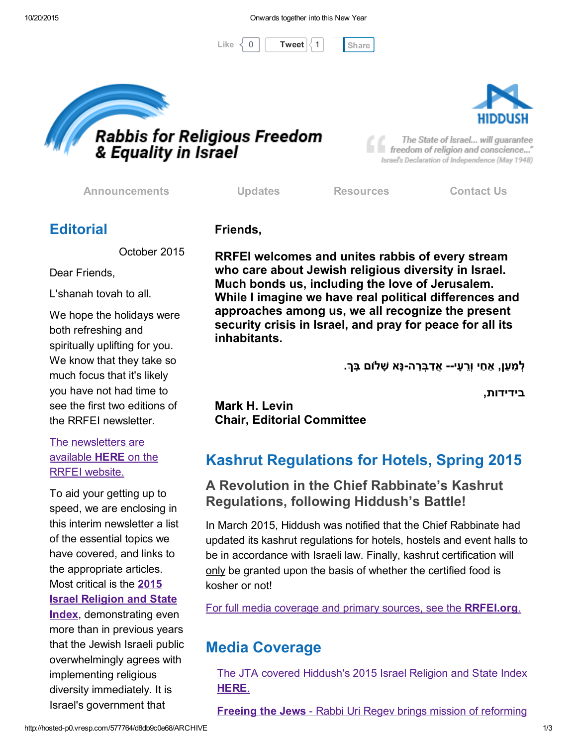Like 0 Tweet 1 Share

Rabbis for Religious Freedom & Equality in Israel

HIDDUSH

"The State of Israel... will guarantee freedom of religion and conscience..."
Israel's Declaration of Independence (May 1948)

Announcements | Updates | Resources | Contact Us

## Editorial

October 2015

Dear Friends,

L'shanah tovah to all.

We hope the holidays were both refreshing and spiritually uplifting for you. We know that they take so much focus that it's likely you have not had time to see the first two editions of the RRFEI newsletter.

The newsletters are available **HERE** on the RRFEI website.

To aid your getting up to speed, we are enclosing in this interim newsletter a list of the essential topics we have covered, and links to the appropriate articles. Most critical is the **2015 Israel Religion and State Index**, demonstrating even more than in previous years that the Jewish Israeli public overwhelmingly agrees with implementing religious diversity immediately. It is Israel's government that

**Friends,**

**RRFEI welcomes and unites rabbis of every stream who care about Jewish religious diversity in Israel. Much bonds us, including the love of Jerusalem. While I imagine we have real political differences and approaches among us, we all recognize the present security crisis in Israel, and pray for peace for all its inhabitants.**

**לְמַעַן, אַחַי וְרֵעָי-- אֲדַבְּרָה-נָּא שָׁלוֹם בָּךְ.**

**בידידות,**

**Mark H. Levin**
**Chair, Editorial Committee**

## Kashrut Regulations for Hotels, Spring 2015

### A Revolution in the Chief Rabbinate's Kashrut Regulations, following Hiddush's Battle!

In March 2015, Hiddush was notified that the Chief Rabbinate had updated its kashrut regulations for hotels, hostels and event halls to be in accordance with Israeli law. Finally, kashrut certification will only be granted upon the basis of whether the certified food is kosher or not!

For full media coverage and primary sources, see the **RRFEI.org**.

## Media Coverage

The JTA covered Hiddush's 2015 Israel Religion and State Index **HERE**.

**Freeing the Jews** - Rabbi Uri Regev brings mission of reforming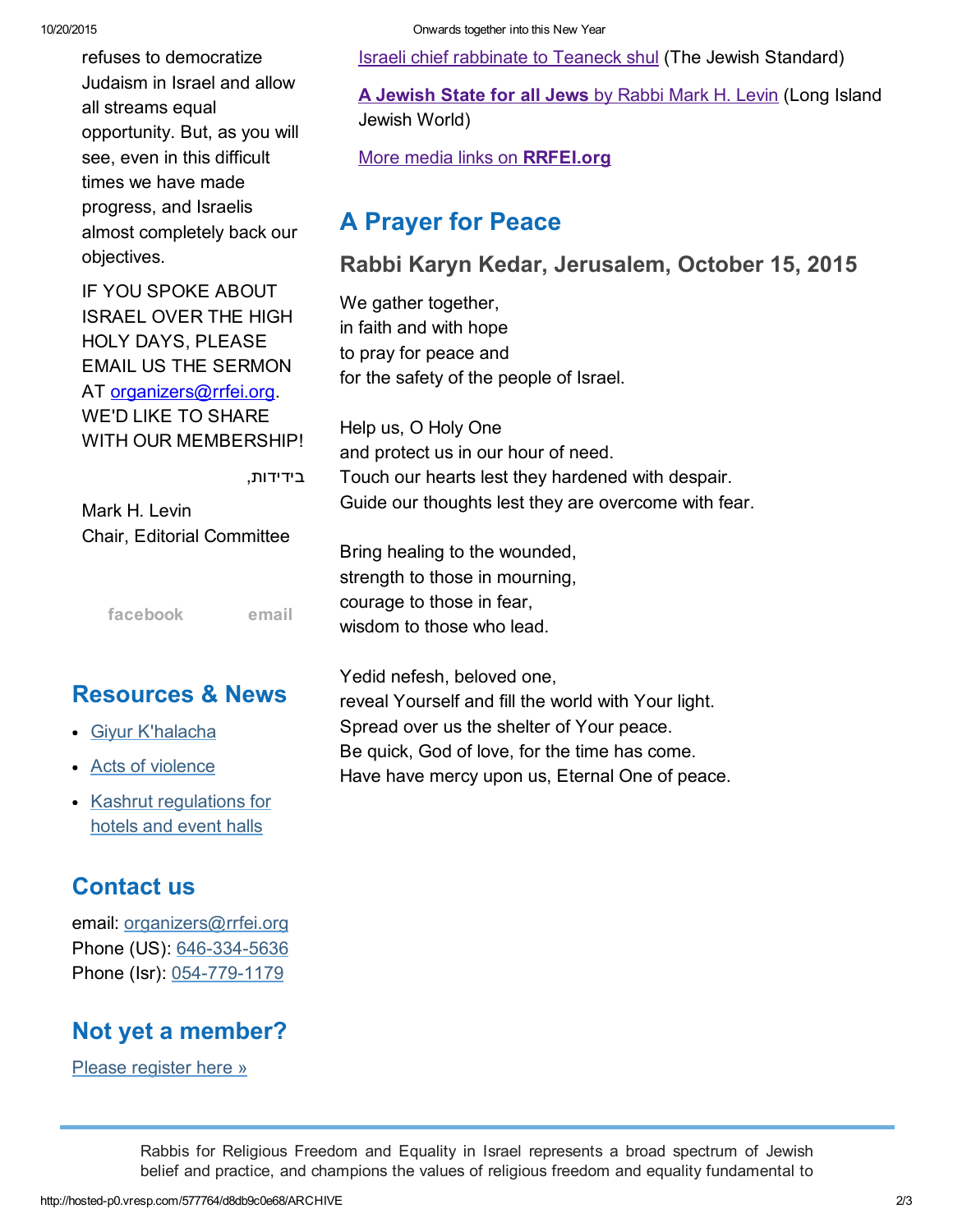refuses to democratize Judaism in Israel and allow all streams equal opportunity. But, as you will see, even in this difficult times we have made progress, and Israelis almost completely back our objectives.

IF YOU SPOKE ABOUT ISRAEL OVER THE HIGH HOLY DAYS, PLEASE EMAIL US THE SERMON AT organizers@rrfei.org. WE'D LIKE TO SHARE WITH OUR MEMBERSHIP!

בידידות,

Mark H. Levin
Chair, Editorial Committee

facebook email

## Resources & News

- Giyur K'halacha
- Acts of violence
- Kashrut regulations for hotels and event halls

## Contact us

email: organizers@rrfei.org
Phone (US): 646-334-5636
Phone (Isr): 054-779-1179

## Not yet a member?

Please register here »

Israeli chief rabbinate to Teaneck shul (The Jewish Standard)

**A Jewish State for all Jews** by Rabbi Mark H. Levin (Long Island Jewish World)

More media links on **RRFEI.org**

## A Prayer for Peace

### Rabbi Karyn Kedar, Jerusalem, October 15, 2015

We gather together,
in faith and with hope
to pray for peace and
for the safety of the people of Israel.

Help us, O Holy One
and protect us in our hour of need.
Touch our hearts lest they hardened with despair.
Guide our thoughts lest they are overcome with fear.

Bring healing to the wounded,
strength to those in mourning,
courage to those in fear,
wisdom to those who lead.

Yedid nefesh, beloved one,
reveal Yourself and fill the world with Your light.
Spread over us the shelter of Your peace.
Be quick, God of love, for the time has come.
Have have mercy upon us, Eternal One of peace.

Rabbis for Religious Freedom and Equality in Israel represents a broad spectrum of Jewish belief and practice, and champions the values of religious freedom and equality fundamental to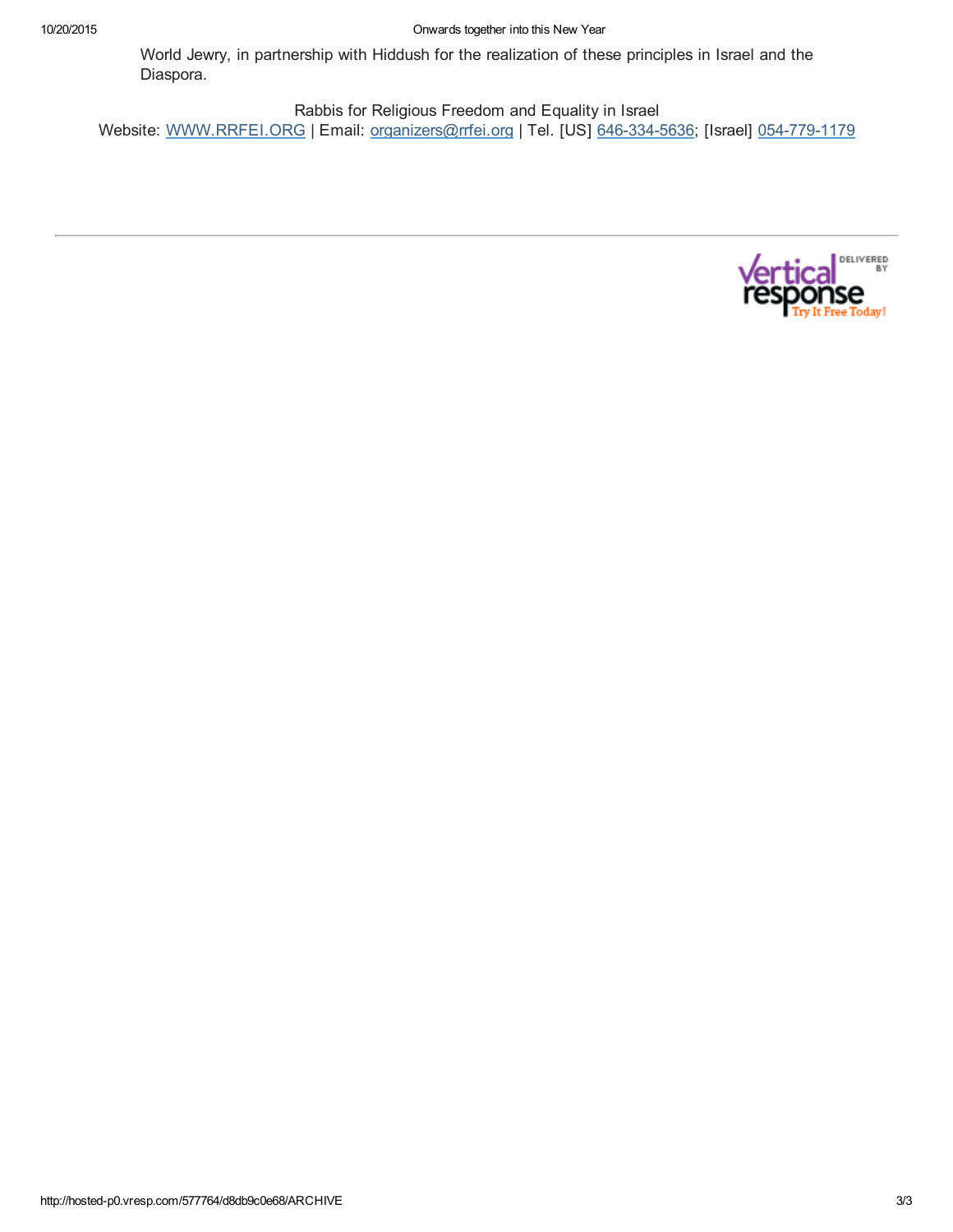World Jewry, in partnership with Hiddush for the realization of these principles in Israel and the Diaspora.

Rabbis for Religious Freedom and Equality in Israel
Website: WWW.RRFEI.ORG | Email: organizers@rrfei.org | Tel. [US] 646-334-5636; [Israel] 054-779-1179

---